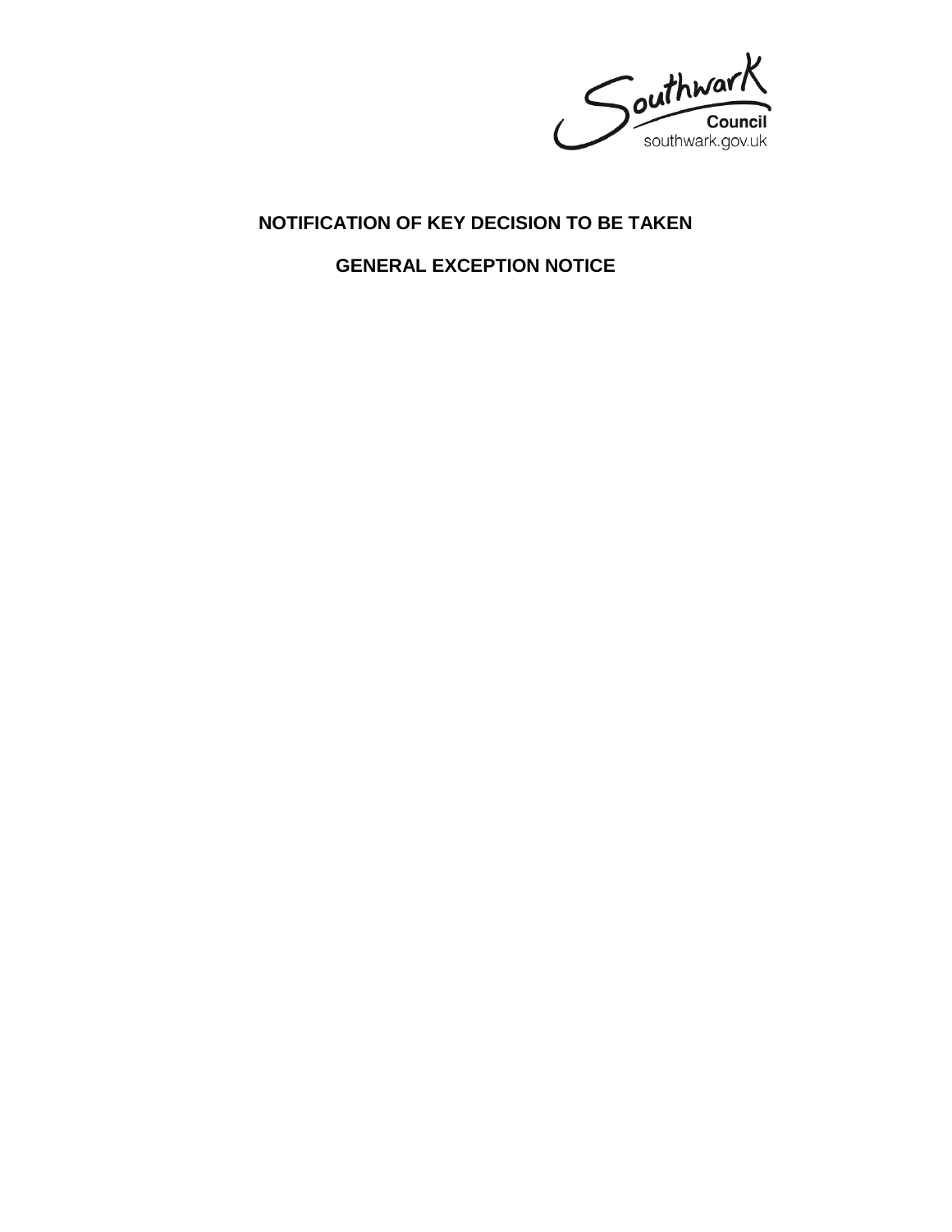Southwark Council
southwark.gov.uk

# NOTIFICATION OF KEY DECISION TO BE TAKEN

## GENERAL EXCEPTION NOTICE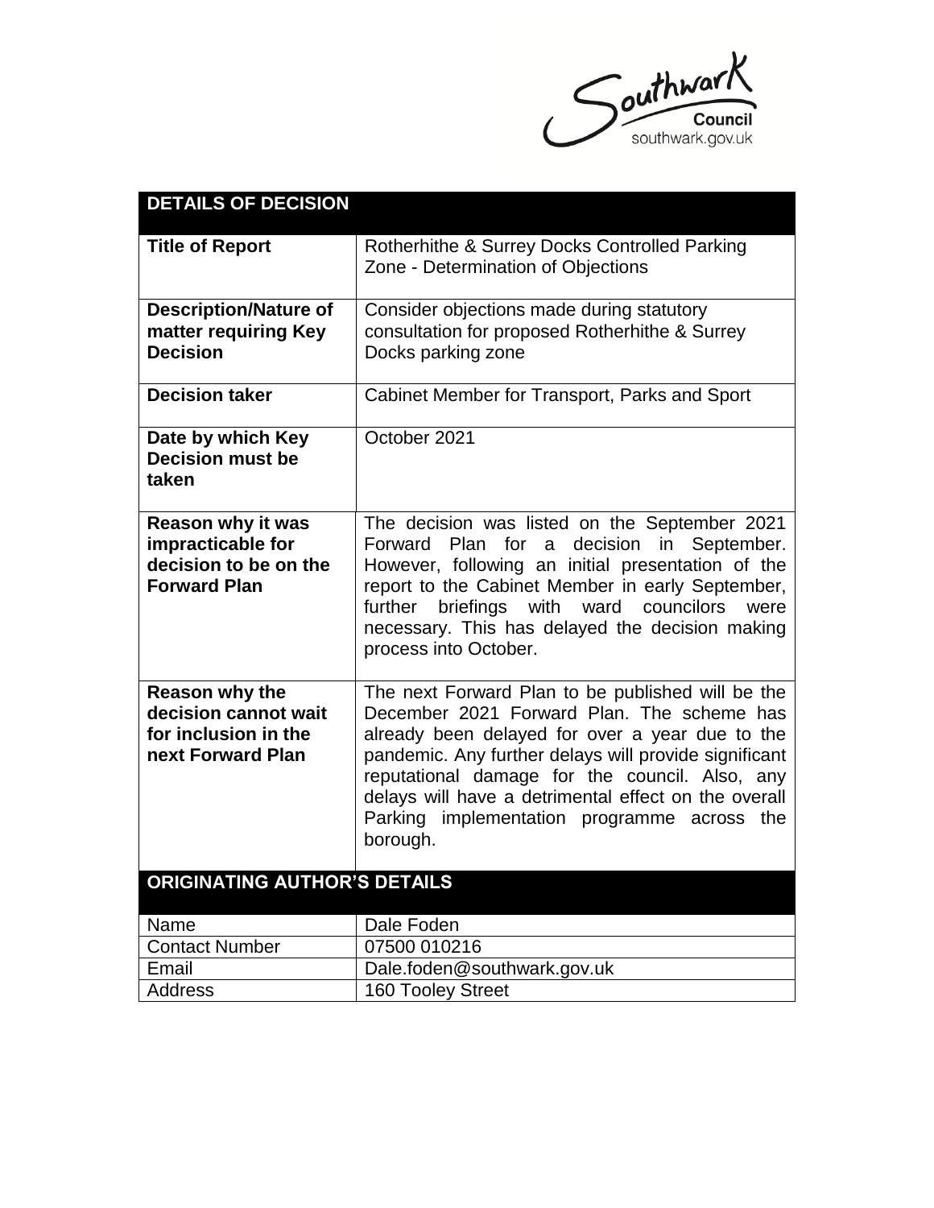| DETAILS OF DECISION | |
|---|---|
| **Title of Report** | Rotherhithe & Surrey Docks Controlled Parking Zone - Determination of Objections |
| **Description/Nature of matter requiring Key Decision** | Consider objections made during statutory consultation for proposed Rotherhithe & Surrey Docks parking zone |
| **Decision taker** | Cabinet Member for Transport, Parks and Sport |
| **Date by which Key Decision must be taken** | October 2021 |
| **Reason why it was impracticable for decision to be on the Forward Plan** | The decision was listed on the September 2021 Forward Plan for a decision in September. However, following an initial presentation of the report to the Cabinet Member in early September, further briefings with ward councilors were necessary. This has delayed the decision making process into October. |
| **Reason why the decision cannot wait for inclusion in the next Forward Plan** | The next Forward Plan to be published will be the December 2021 Forward Plan. The scheme has already been delayed for over a year due to the pandemic. Any further delays will provide significant reputational damage for the council. Also, any delays will have a detrimental effect on the overall Parking implementation programme across the borough. |

| ORIGINATING AUTHOR'S DETAILS | |
|---|---|
| Name | Dale Foden |
| Contact Number | 07500 010216 |
| Email | Dale.foden@southwark.gov.uk |
| Address | 160 Tooley Street |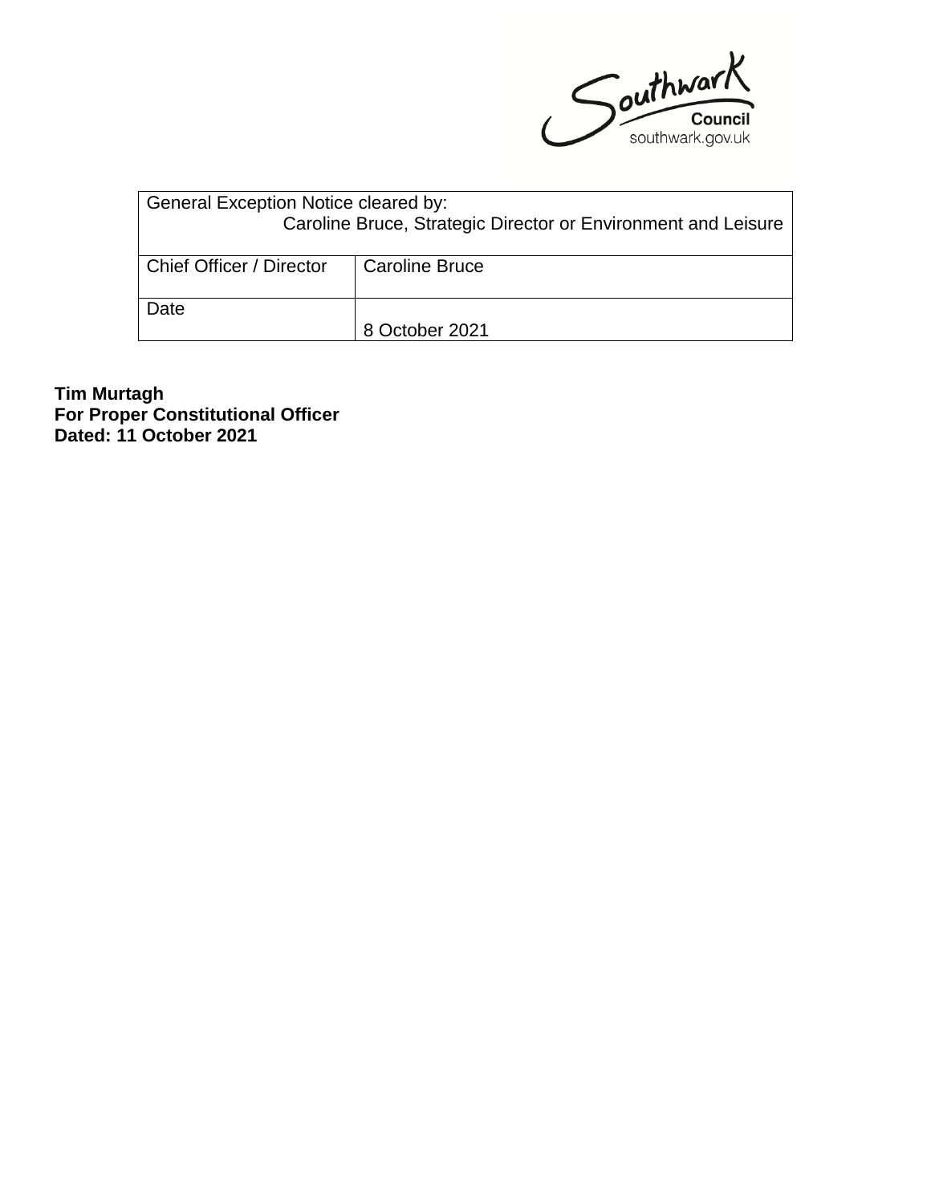| General Exception Notice cleared by: Caroline Bruce, Strategic Director or Environment and Leisure | |
|---|---|
| Chief Officer / Director | Caroline Bruce |
| Date | 8 October 2021 |

**Tim Murtagh**
**For Proper Constitutional Officer**
**Dated: 11 October 2021**